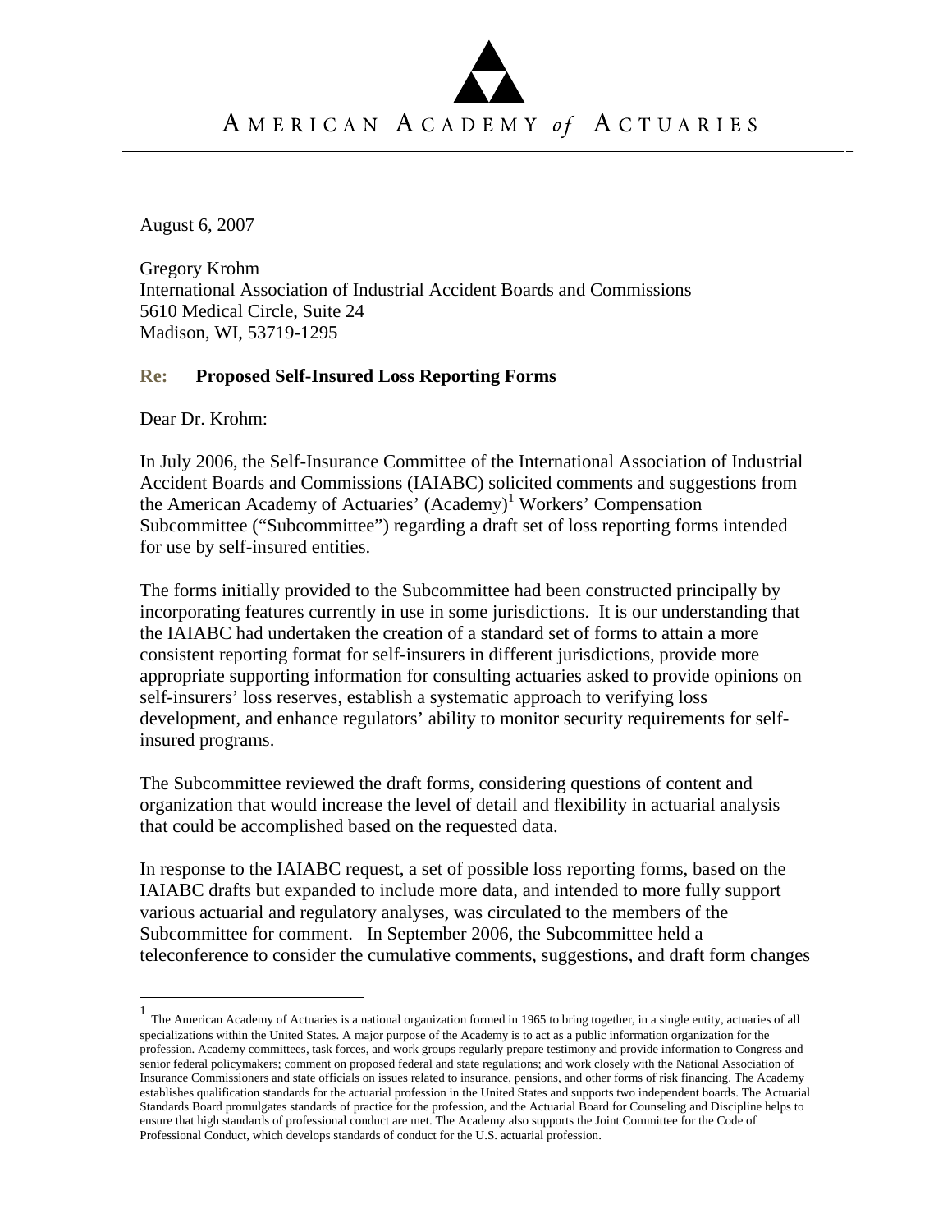# AMERICAN ACADEMY *of* ACTUARIES

August 6, 2007

Gregory Krohm
International Association of Industrial Accident Boards and Commissions
5610 Medical Circle, Suite 24
Madison, WI, 53719-1295

**Re: Proposed Self-Insured Loss Reporting Forms**

Dear Dr. Krohm:

In July 2006, the Self-Insurance Committee of the International Association of Industrial Accident Boards and Commissions (IAIABC) solicited comments and suggestions from the American Academy of Actuaries' (Academy)[1] Workers' Compensation Subcommittee ("Subcommittee") regarding a draft set of loss reporting forms intended for use by self-insured entities.

The forms initially provided to the Subcommittee had been constructed principally by incorporating features currently in use in some jurisdictions. It is our understanding that the IAIABC had undertaken the creation of a standard set of forms to attain a more consistent reporting format for self-insurers in different jurisdictions, provide more appropriate supporting information for consulting actuaries asked to provide opinions on self-insurers' loss reserves, establish a systematic approach to verifying loss development, and enhance regulators' ability to monitor security requirements for self-insured programs.

The Subcommittee reviewed the draft forms, considering questions of content and organization that would increase the level of detail and flexibility in actuarial analysis that could be accomplished based on the requested data.

In response to the IAIABC request, a set of possible loss reporting forms, based on the IAIABC drafts but expanded to include more data, and intended to more fully support various actuarial and regulatory analyses, was circulated to the members of the Subcommittee for comment. In September 2006, the Subcommittee held a teleconference to consider the cumulative comments, suggestions, and draft form changes

---

[1] The American Academy of Actuaries is a national organization formed in 1965 to bring together, in a single entity, actuaries of all specializations within the United States. A major purpose of the Academy is to act as a public information organization for the profession. Academy committees, task forces, and work groups regularly prepare testimony and provide information to Congress and senior federal policymakers; comment on proposed federal and state regulations; and work closely with the National Association of Insurance Commissioners and state officials on issues related to insurance, pensions, and other forms of risk financing. The Academy establishes qualification standards for the actuarial profession in the United States and supports two independent boards. The Actuarial Standards Board promulgates standards of practice for the profession, and the Actuarial Board for Counseling and Discipline helps to ensure that high standards of professional conduct are met. The Academy also supports the Joint Committee for the Code of Professional Conduct, which develops standards of conduct for the U.S. actuarial profession.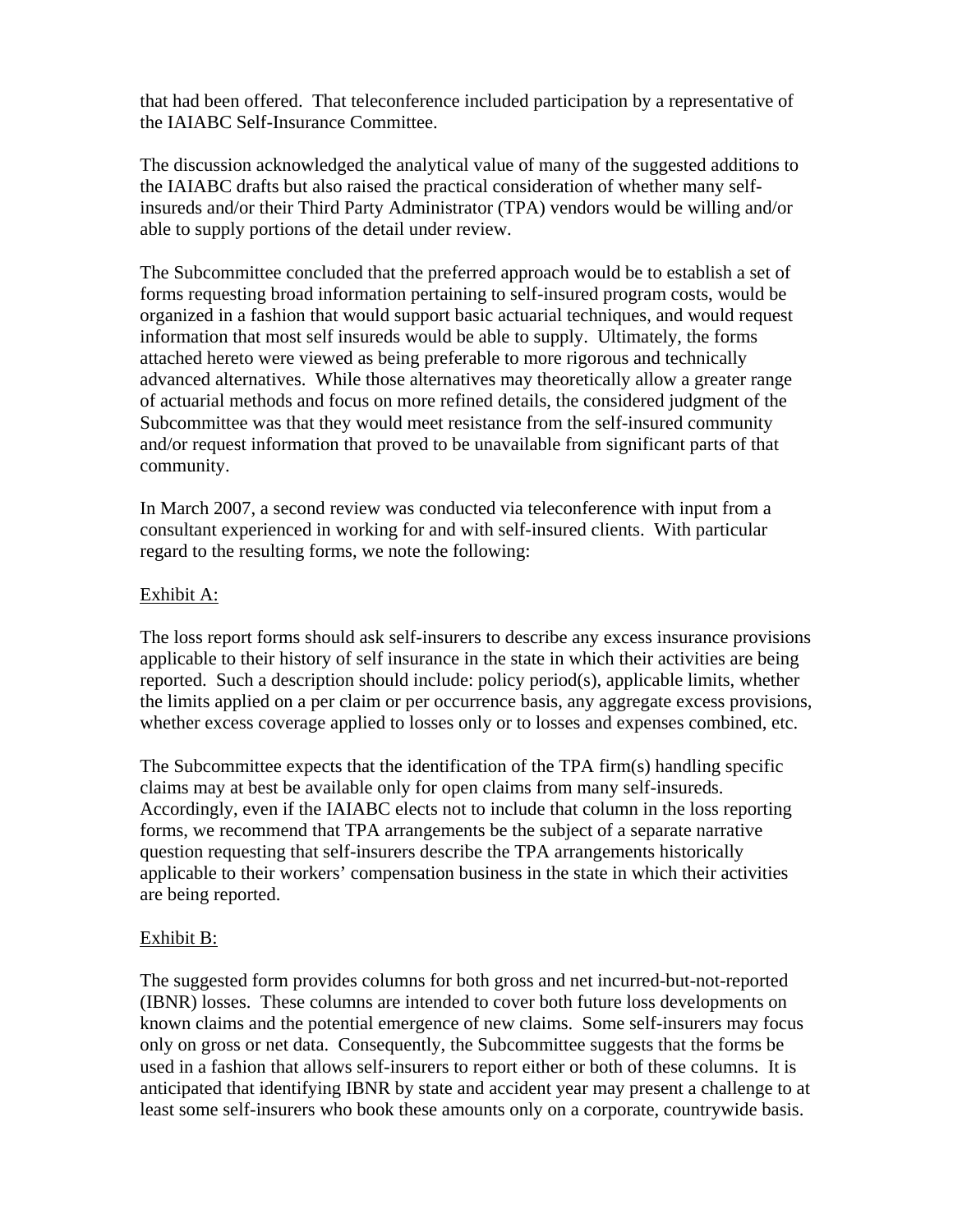that had been offered. That teleconference included participation by a representative of the IAIABC Self-Insurance Committee.

The discussion acknowledged the analytical value of many of the suggested additions to the IAIABC drafts but also raised the practical consideration of whether many self-insureds and/or their Third Party Administrator (TPA) vendors would be willing and/or able to supply portions of the detail under review.

The Subcommittee concluded that the preferred approach would be to establish a set of forms requesting broad information pertaining to self-insured program costs, would be organized in a fashion that would support basic actuarial techniques, and would request information that most self insureds would be able to supply. Ultimately, the forms attached hereto were viewed as being preferable to more rigorous and technically advanced alternatives. While those alternatives may theoretically allow a greater range of actuarial methods and focus on more refined details, the considered judgment of the Subcommittee was that they would meet resistance from the self-insured community and/or request information that proved to be unavailable from significant parts of that community.

In March 2007, a second review was conducted via teleconference with input from a consultant experienced in working for and with self-insured clients. With particular regard to the resulting forms, we note the following:

<u>Exhibit A:</u>

The loss report forms should ask self-insurers to describe any excess insurance provisions applicable to their history of self insurance in the state in which their activities are being reported. Such a description should include: policy period(s), applicable limits, whether the limits applied on a per claim or per occurrence basis, any aggregate excess provisions, whether excess coverage applied to losses only or to losses and expenses combined, etc.

The Subcommittee expects that the identification of the TPA firm(s) handling specific claims may at best be available only for open claims from many self-insureds. Accordingly, even if the IAIABC elects not to include that column in the loss reporting forms, we recommend that TPA arrangements be the subject of a separate narrative question requesting that self-insurers describe the TPA arrangements historically applicable to their workers' compensation business in the state in which their activities are being reported.

<u>Exhibit B:</u>

The suggested form provides columns for both gross and net incurred-but-not-reported (IBNR) losses. These columns are intended to cover both future loss developments on known claims and the potential emergence of new claims. Some self-insurers may focus only on gross or net data. Consequently, the Subcommittee suggests that the forms be used in a fashion that allows self-insurers to report either or both of these columns. It is anticipated that identifying IBNR by state and accident year may present a challenge to at least some self-insurers who book these amounts only on a corporate, countrywide basis.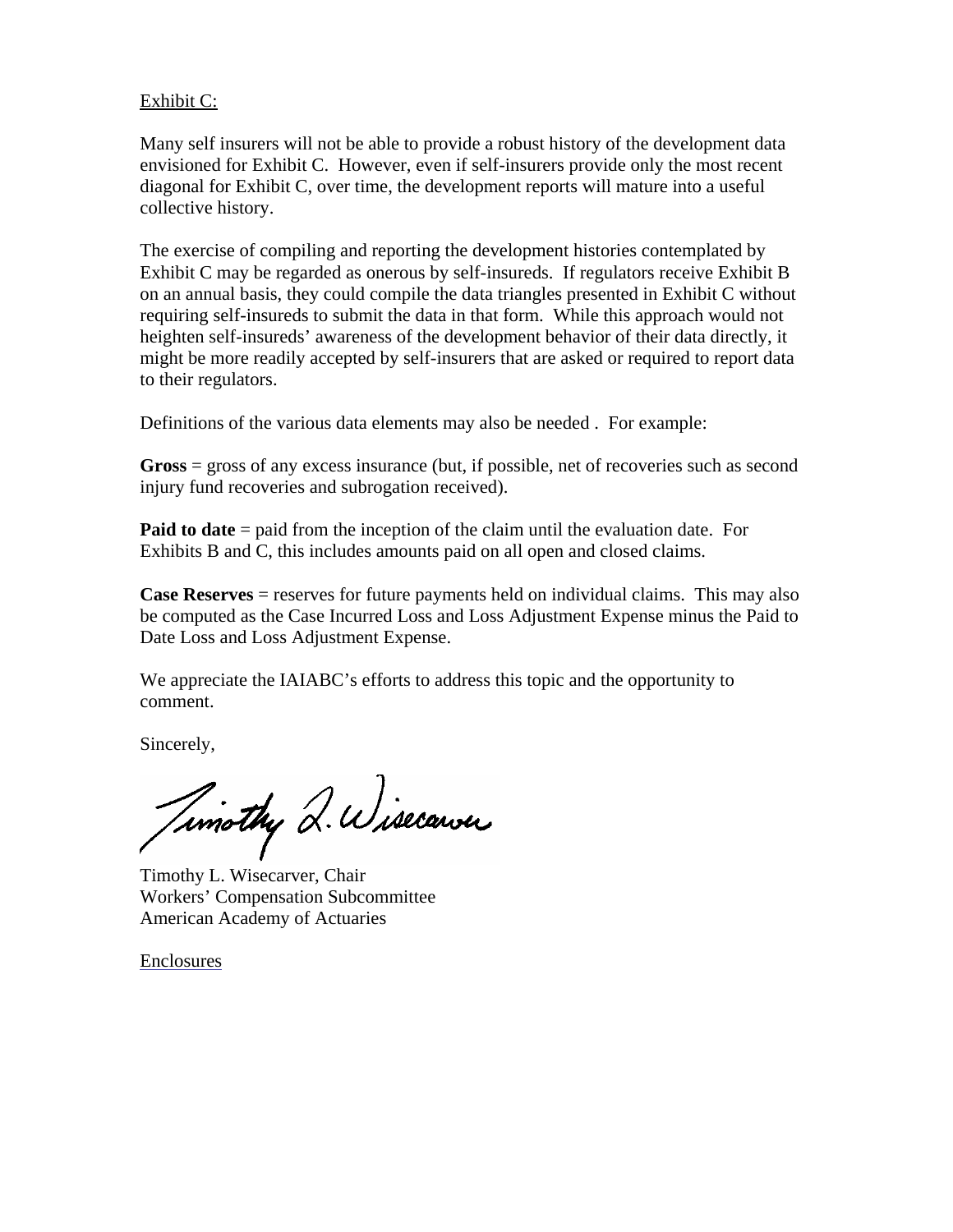Exhibit C:

Many self insurers will not be able to provide a robust history of the development data envisioned for Exhibit C. However, even if self-insurers provide only the most recent diagonal for Exhibit C, over time, the development reports will mature into a useful collective history.

The exercise of compiling and reporting the development histories contemplated by Exhibit C may be regarded as onerous by self-insureds. If regulators receive Exhibit B on an annual basis, they could compile the data triangles presented in Exhibit C without requiring self-insureds to submit the data in that form. While this approach would not heighten self-insureds' awareness of the development behavior of their data directly, it might be more readily accepted by self-insurers that are asked or required to report data to their regulators.

Definitions of the various data elements may also be needed . For example:

**Gross** = gross of any excess insurance (but, if possible, net of recoveries such as second injury fund recoveries and subrogation received).

**Paid to date** = paid from the inception of the claim until the evaluation date. For Exhibits B and C, this includes amounts paid on all open and closed claims.

**Case Reserves** = reserves for future payments held on individual claims. This may also be computed as the Case Incurred Loss and Loss Adjustment Expense minus the Paid to Date Loss and Loss Adjustment Expense.

We appreciate the IAIABC's efforts to address this topic and the opportunity to comment.

Sincerely,

Timothy L. Wisecarver, Chair
Workers' Compensation Subcommittee
American Academy of Actuaries

Enclosures